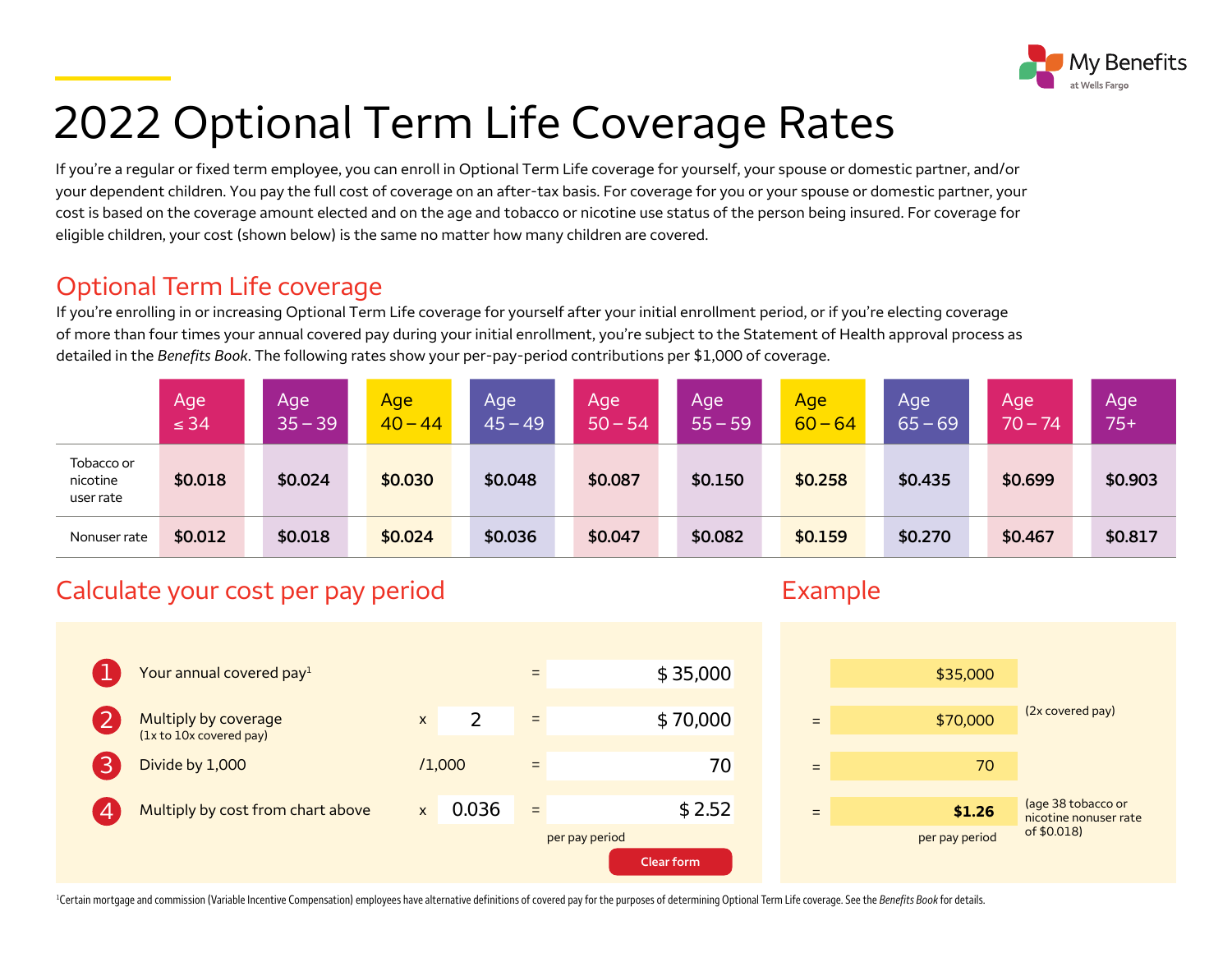# 2022 Optional Term Life Coverage Rates

If you're a regular or fixed term employee, you can enroll in Optional Term Life coverage for yourself, your spouse or domestic partner, and/or your dependent children. You pay the full cost of coverage on an after-tax basis. For coverage for you or your spouse or domestic partner, your cost is based on the coverage amount elected and on the age and tobacco or nicotine use status of the person being insured. For coverage for eligible children, your cost (shown below) is the same no matter how many children are covered.

## Optional Term Life coverage

If you're enrolling in or increasing Optional Term Life coverage for yourself after your initial enrollment period, or if you're electing coverage of more than four times your annual covered pay during your initial enrollment, you're subject to the Statement of Health approval process as detailed in the *Benefits Book*. The following rates show your per-pay-period contributions per $1,000 of coverage.

| | Age ≤ 34 | Age 35 – 39 | Age 40 – 44 | Age 45 – 49 | Age 50 – 54 | Age 55 – 59 | Age 60 – 64 | Age 65 – 69 | Age 70 – 74 | Age 75+ |
|---|---|---|---|---|---|---|---|---|---|---|
| Tobacco or nicotine user rate | $0.018 | $0.024 | $0.030 | $0.048 | $0.087 | $0.150 | $0.258 | $0.435 | $0.699 | $0.903 |
| Nonuser rate | $0.012 | $0.018 | $0.024 | $0.036 | $0.047 | $0.082 | $0.159 | $0.270 | $0.467 | $0.817 |

## Calculate your cost per pay period

| Step | | | | Result |
|---|---|---|---|---|
| 1 | Your annual covered pay[1] | | = | $ 35,000 |
| 2 | Multiply by coverage (1x to 10x covered pay) | x 2 | = | $ 70,000 |
| 3 | Divide by 1,000 | /1,000 | = | 70 |
| 4 | Multiply by cost from chart above | x 0.036 | = | $ 2.52 per pay period |

Clear form

## Example

| | | |
|---|---|---|
| | $35,000 | |
| = | $70,000 | (2x covered pay) |
| = | 70 | |
| = | **$1.26** per pay period | (age 38 tobacco or nicotine nonuser rate of $0.018) |

[1]Certain mortgage and commission (Variable Incentive Compensation) employees have alternative definitions of covered pay for the purposes of determining Optional Term Life coverage. See the *Benefits Book* for details.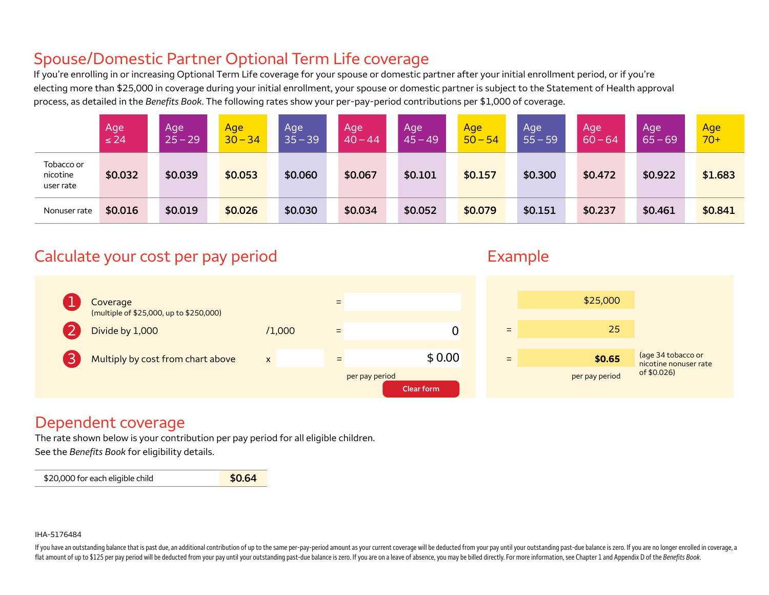## Spouse/Domestic Partner Optional Term Life coverage

If you're enrolling in or increasing Optional Term Life coverage for your spouse or domestic partner after your initial enrollment period, or if you're electing more than $25,000 in coverage during your initial enrollment, your spouse or domestic partner is subject to the Statement of Health approval process, as detailed in the *Benefits Book*. The following rates show your per-pay-period contributions per $1,000 of coverage.

| | Age ≤ 24 | Age 25 – 29 | Age 30 – 34 | Age 35 – 39 | Age 40 – 44 | Age 45 – 49 | Age 50 – 54 | Age 55 – 59 | Age 60 – 64 | Age 65 – 69 | Age 70+ |
|---|---|---|---|---|---|---|---|---|---|---|---|
| Tobacco or nicotine user rate | **$0.032** | **$0.039** | **$0.053** | **$0.060** | **$0.067** | **$0.101** | **$0.157** | **$0.300** | **$0.472** | **$0.922** | **$1.683** |
| Nonuser rate | **$0.016** | **$0.019** | **$0.026** | **$0.030** | **$0.034** | **$0.052** | **$0.079** | **$0.151** | **$0.237** | **$0.461** | **$0.841** |

## Calculate your cost per pay period

1. Coverage (multiple of $25,000, up to $250,000) =
2. Divide by 1,000 /1,000 = 0
3. Multiply by cost from chart above x = $ 0.00 per pay period

Clear form

## Example

$25,000

= 25

= **$0.65** per pay period (age 34 tobacco or nicotine nonuser rate of $0.026)

## Dependent coverage

The rate shown below is your contribution per pay period for all eligible children.
See the *Benefits Book* for eligibility details.

| | |
|---|---|
| $20,000 for each eligible child | **$0.64** |

IHA-5176484

If you have an outstanding balance that is past due, an additional contribution of up to the same per-pay-period amount as your current coverage will be deducted from your pay until your outstanding past-due balance is zero. If you are no longer enrolled in coverage, a flat amount of up to $125 per pay period will be deducted from your pay until your outstanding past-due balance is zero. If you are on a leave of absence, you may be billed directly. For more information, see Chapter 1 and Appendix D of the *Benefits Book*.